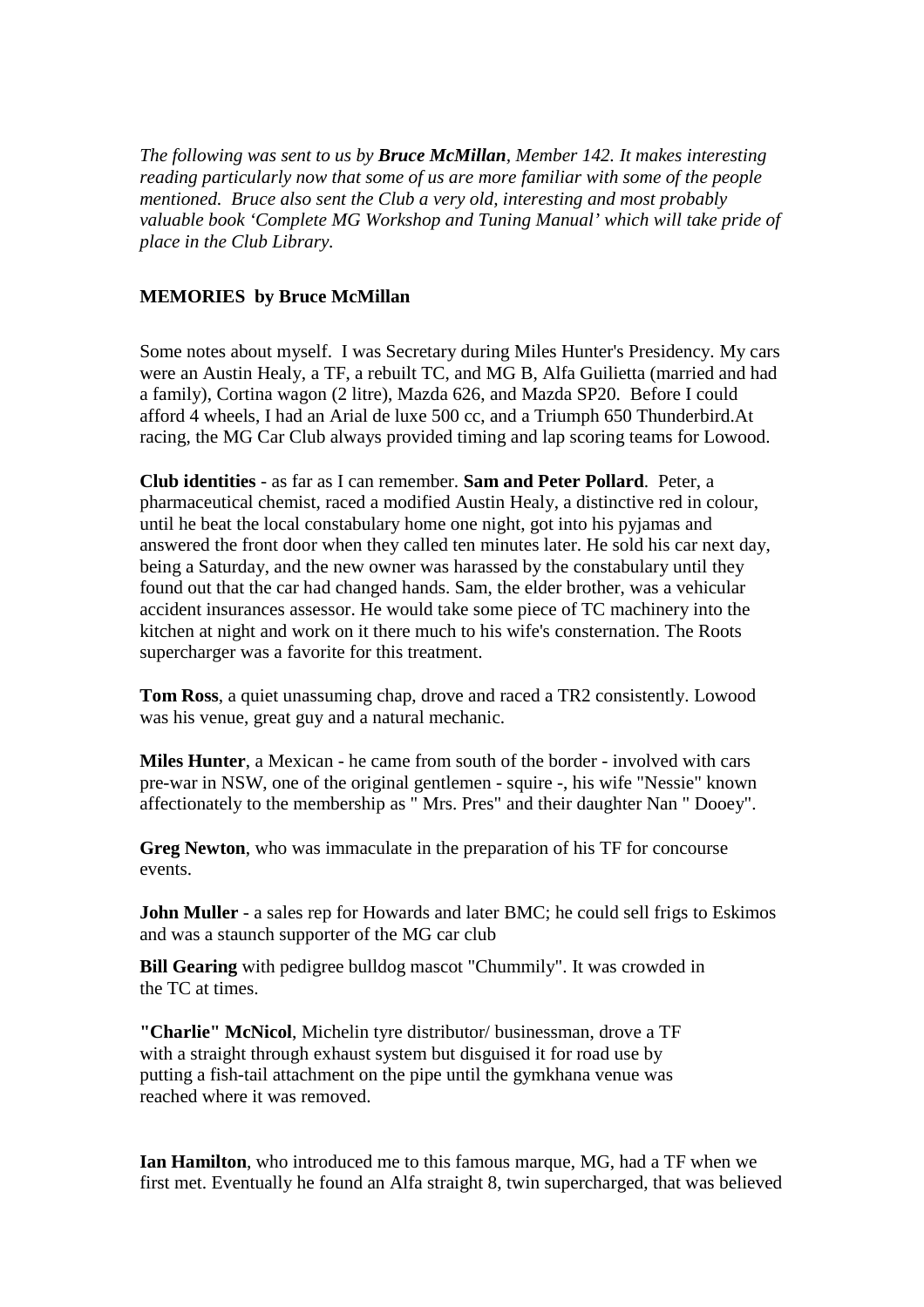*The following was sent to us by* ***Bruce McMillan****, Member 142. It makes interesting reading particularly now that some of us are more familiar with some of the people mentioned. Bruce also sent the Club a very old, interesting and most probably valuable book 'Complete MG Workshop and Tuning Manual' which will take pride of place in the Club Library.*

**MEMORIES by Bruce McMillan**

Some notes about myself. I was Secretary during Miles Hunter's Presidency. My cars were an Austin Healy, a TF, a rebuilt TC, and MG B, Alfa Guilietta (married and had a family), Cortina wagon (2 litre), Mazda 626, and Mazda SP20. Before I could afford 4 wheels, I had an Arial de luxe 500 cc, and a Triumph 650 Thunderbird.At racing, the MG Car Club always provided timing and lap scoring teams for Lowood.

**Club identities** - as far as I can remember. **Sam and Peter Pollard**. Peter, a pharmaceutical chemist, raced a modified Austin Healy, a distinctive red in colour, until he beat the local constabulary home one night, got into his pyjamas and answered the front door when they called ten minutes later. He sold his car next day, being a Saturday, and the new owner was harassed by the constabulary until they found out that the car had changed hands. Sam, the elder brother, was a vehicular accident insurances assessor. He would take some piece of TC machinery into the kitchen at night and work on it there much to his wife's consternation. The Roots supercharger was a favorite for this treatment.

**Tom Ross**, a quiet unassuming chap, drove and raced a TR2 consistently. Lowood was his venue, great guy and a natural mechanic.

**Miles Hunter**, a Mexican - he came from south of the border - involved with cars pre-war in NSW, one of the original gentlemen - squire -, his wife "Nessie" known affectionately to the membership as " Mrs. Pres" and their daughter Nan " Dooey".

**Greg Newton**, who was immaculate in the preparation of his TF for concourse events.

**John Muller** - a sales rep for Howards and later BMC; he could sell frigs to Eskimos and was a staunch supporter of the MG car club

**Bill Gearing** with pedigree bulldog mascot "Chummily". It was crowded in the TC at times.

**"Charlie" McNicol**, Michelin tyre distributor/ businessman, drove a TF with a straight through exhaust system but disguised it for road use by putting a fish-tail attachment on the pipe until the gymkhana venue was reached where it was removed.

**Ian Hamilton**, who introduced me to this famous marque, MG, had a TF when we first met. Eventually he found an Alfa straight 8, twin supercharged, that was believed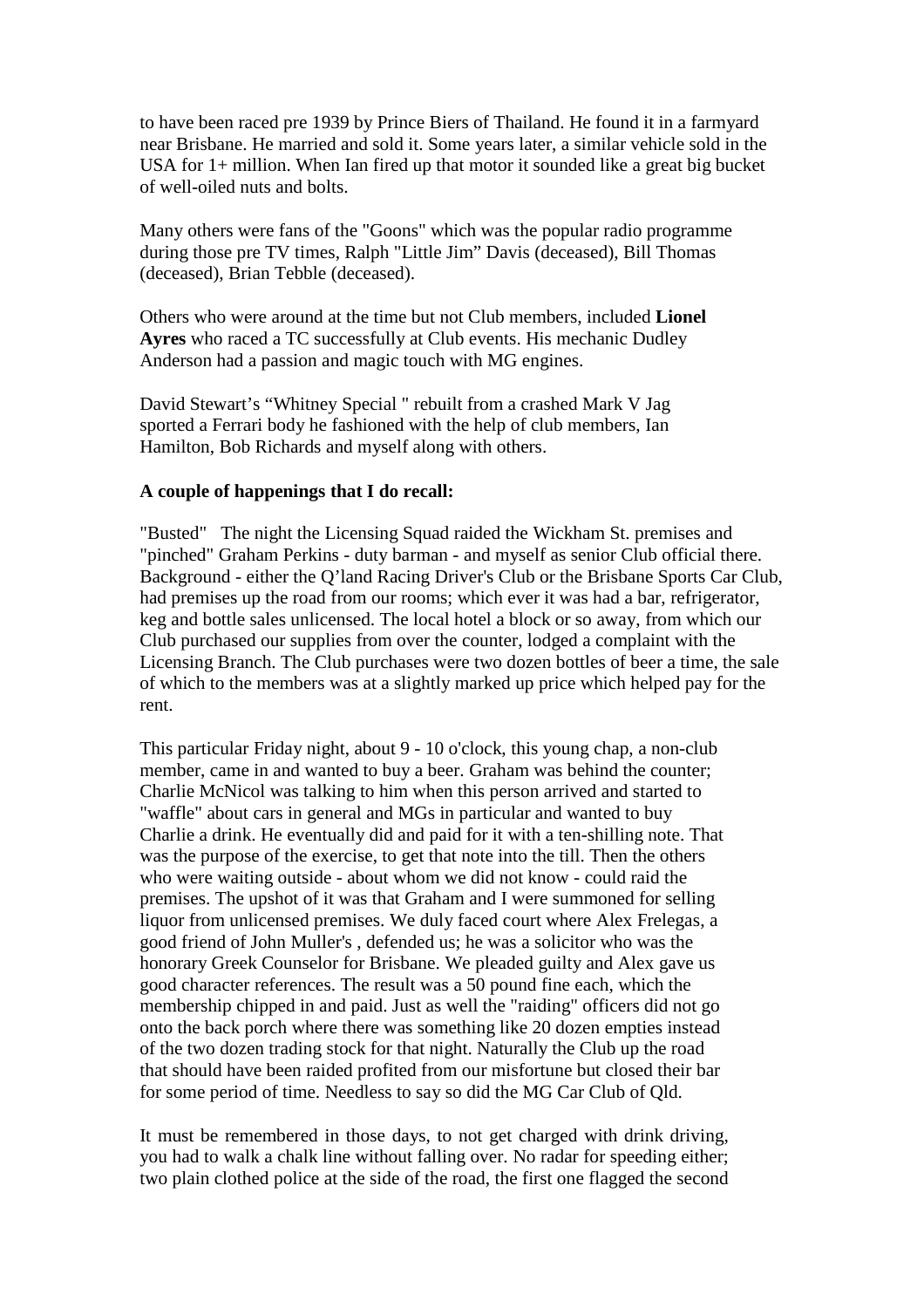to have been raced pre 1939 by Prince Biers of Thailand. He found it in a farmyard near Brisbane. He married and sold it. Some years later, a similar vehicle sold in the USA for 1+ million. When Ian fired up that motor it sounded like a great big bucket of well-oiled nuts and bolts.

Many others were fans of the "Goons" which was the popular radio programme during those pre TV times, Ralph "Little Jim" Davis (deceased), Bill Thomas (deceased), Brian Tebble (deceased).

Others who were around at the time but not Club members, included **Lionel Ayres** who raced a TC successfully at Club events. His mechanic Dudley Anderson had a passion and magic touch with MG engines.

David Stewart's "Whitney Special " rebuilt from a crashed Mark V Jag sported a Ferrari body he fashioned with the help of club members, Ian Hamilton, Bob Richards and myself along with others.

**A couple of happenings that I do recall:**

"Busted" The night the Licensing Squad raided the Wickham St. premises and "pinched" Graham Perkins - duty barman - and myself as senior Club official there. Background - either the Q'land Racing Driver's Club or the Brisbane Sports Car Club, had premises up the road from our rooms; which ever it was had a bar, refrigerator, keg and bottle sales unlicensed. The local hotel a block or so away, from which our Club purchased our supplies from over the counter, lodged a complaint with the Licensing Branch. The Club purchases were two dozen bottles of beer a time, the sale of which to the members was at a slightly marked up price which helped pay for the rent.

This particular Friday night, about 9 - 10 o'clock, this young chap, a non-club member, came in and wanted to buy a beer. Graham was behind the counter; Charlie McNicol was talking to him when this person arrived and started to "waffle" about cars in general and MGs in particular and wanted to buy Charlie a drink. He eventually did and paid for it with a ten-shilling note. That was the purpose of the exercise, to get that note into the till. Then the others who were waiting outside - about whom we did not know - could raid the premises. The upshot of it was that Graham and I were summoned for selling liquor from unlicensed premises. We duly faced court where Alex Frelegas, a good friend of John Muller's , defended us; he was a solicitor who was the honorary Greek Counselor for Brisbane. We pleaded guilty and Alex gave us good character references. The result was a 50 pound fine each, which the membership chipped in and paid. Just as well the "raiding" officers did not go onto the back porch where there was something like 20 dozen empties instead of the two dozen trading stock for that night. Naturally the Club up the road that should have been raided profited from our misfortune but closed their bar for some period of time. Needless to say so did the MG Car Club of Qld.

It must be remembered in those days, to not get charged with drink driving, you had to walk a chalk line without falling over. No radar for speeding either; two plain clothed police at the side of the road, the first one flagged the second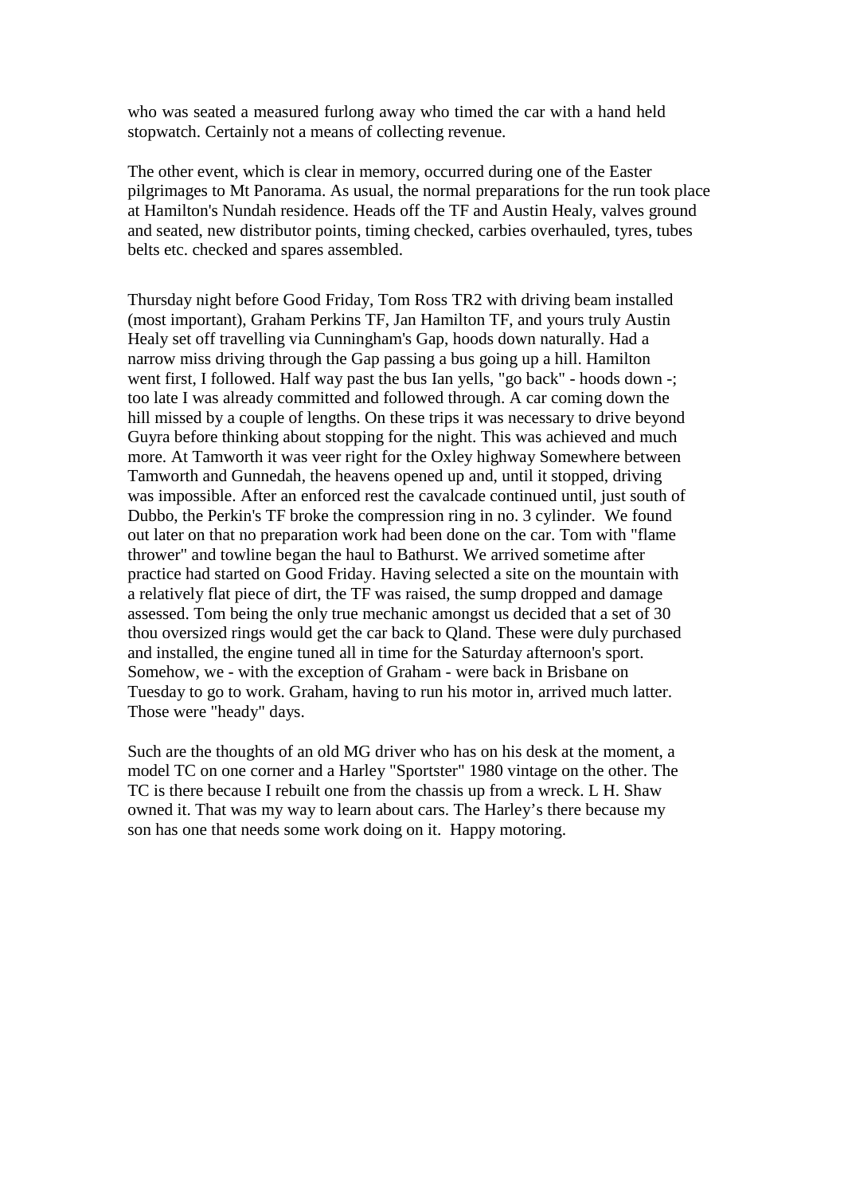who was seated a measured furlong away who timed the car with a hand held stopwatch. Certainly not a means of collecting revenue.

The other event, which is clear in memory, occurred during one of the Easter pilgrimages to Mt Panorama. As usual, the normal preparations for the run took place at Hamilton's Nundah residence. Heads off the TF and Austin Healy, valves ground and seated, new distributor points, timing checked, carbies overhauled, tyres, tubes belts etc. checked and spares assembled.

Thursday night before Good Friday, Tom Ross TR2 with driving beam installed (most important), Graham Perkins TF, Jan Hamilton TF, and yours truly Austin Healy set off travelling via Cunningham's Gap, hoods down naturally. Had a narrow miss driving through the Gap passing a bus going up a hill. Hamilton went first, I followed. Half way past the bus Ian yells, "go back" - hoods down -; too late I was already committed and followed through. A car coming down the hill missed by a couple of lengths. On these trips it was necessary to drive beyond Guyra before thinking about stopping for the night. This was achieved and much more. At Tamworth it was veer right for the Oxley highway Somewhere between Tamworth and Gunnedah, the heavens opened up and, until it stopped, driving was impossible. After an enforced rest the cavalcade continued until, just south of Dubbo, the Perkin's TF broke the compression ring in no. 3 cylinder. We found out later on that no preparation work had been done on the car. Tom with "flame thrower" and towline began the haul to Bathurst. We arrived sometime after practice had started on Good Friday. Having selected a site on the mountain with a relatively flat piece of dirt, the TF was raised, the sump dropped and damage assessed. Tom being the only true mechanic amongst us decided that a set of 30 thou oversized rings would get the car back to Qland. These were duly purchased and installed, the engine tuned all in time for the Saturday afternoon's sport. Somehow, we - with the exception of Graham - were back in Brisbane on Tuesday to go to work. Graham, having to run his motor in, arrived much latter. Those were "heady" days.

Such are the thoughts of an old MG driver who has on his desk at the moment, a model TC on one corner and a Harley "Sportster" 1980 vintage on the other. The TC is there because I rebuilt one from the chassis up from a wreck. L H. Shaw owned it. That was my way to learn about cars. The Harley's there because my son has one that needs some work doing on it. Happy motoring.